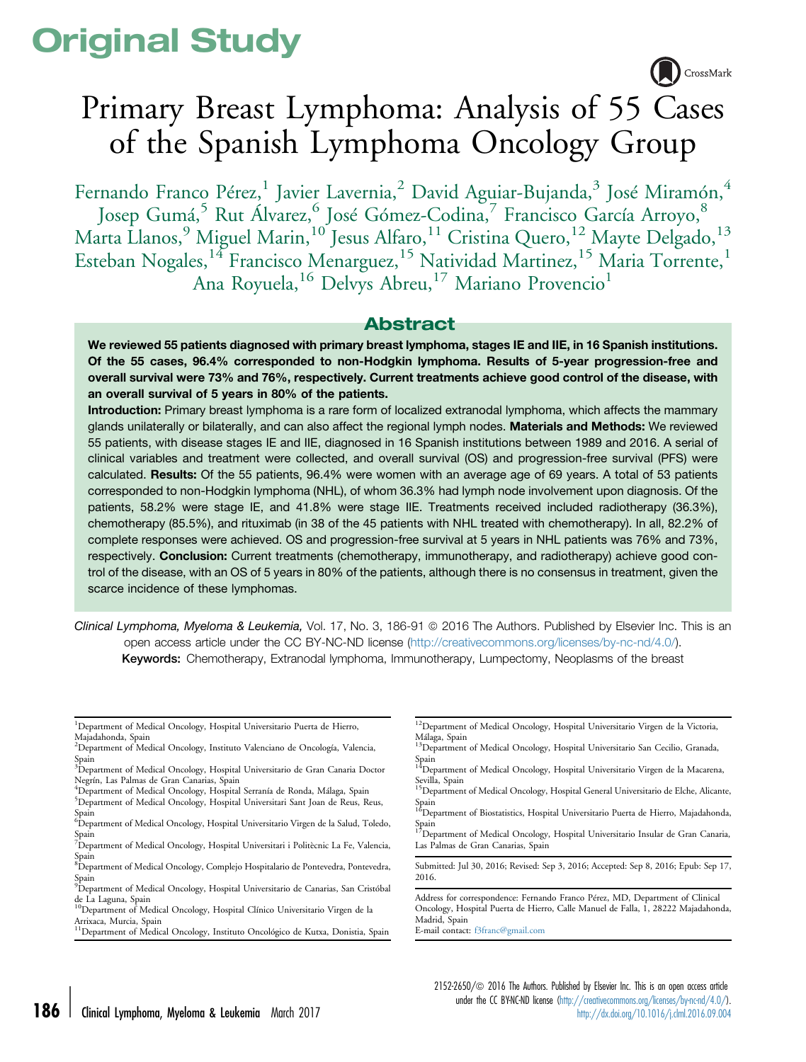# Original Study

# Primary Breast Lymphoma: Analysis of 55 Cases of the Spanish Lymphoma Oncology Group

Fernando Franco Pérez,[1] Javier Lavernia,[2] David Aguiar-Bujanda,[3] José Miramón,[4] Josep Gumá,[5] Rut Álvarez,[6] José Gómez-Codina,[7] Francisco García Arroyo,[8] Marta Llanos,[9] Miguel Marin,[10] Jesus Alfaro,[11] Cristina Quero,[12] Mayte Delgado,[13] Esteban Nogales,[14] Francisco Menarguez,[15] Natividad Martinez,[15] Maria Torrente,[1] Ana Royuela,[16] Delvys Abreu,[17] Mariano Provencio[1]

## Abstract

**We reviewed 55 patients diagnosed with primary breast lymphoma, stages IE and IIE, in 16 Spanish institutions. Of the 55 cases, 96.4% corresponded to non-Hodgkin lymphoma. Results of 5-year progression-free and overall survival were 73% and 76%, respectively. Current treatments achieve good control of the disease, with an overall survival of 5 years in 80% of the patients.**

**Introduction:** Primary breast lymphoma is a rare form of localized extranodal lymphoma, which affects the mammary glands unilaterally or bilaterally, and can also affect the regional lymph nodes. **Materials and Methods:** We reviewed 55 patients, with disease stages IE and IIE, diagnosed in 16 Spanish institutions between 1989 and 2016. A serial of clinical variables and treatment were collected, and overall survival (OS) and progression-free survival (PFS) were calculated. **Results:** Of the 55 patients, 96.4% were women with an average age of 69 years. A total of 53 patients corresponded to non-Hodgkin lymphoma (NHL), of whom 36.3% had lymph node involvement upon diagnosis. Of the patients, 58.2% were stage IE, and 41.8% were stage IIE. Treatments received included radiotherapy (36.3%), chemotherapy (85.5%), and rituximab (in 38 of the 45 patients with NHL treated with chemotherapy). In all, 82.2% of complete responses were achieved. OS and progression-free survival at 5 years in NHL patients was 76% and 73%, respectively. **Conclusion:** Current treatments (chemotherapy, immunotherapy, and radiotherapy) achieve good control of the disease, with an OS of 5 years in 80% of the patients, although there is no consensus in treatment, given the scarce incidence of these lymphomas.

*Clinical Lymphoma, Myeloma & Leukemia,* Vol. 17, No. 3, 186-91 © 2016 The Authors. Published by Elsevier Inc. This is an open access article under the CC BY-NC-ND license (http://creativecommons.org/licenses/by-nc-nd/4.0/).

**Keywords:** Chemotherapy, Extranodal lymphoma, Immunotherapy, Lumpectomy, Neoplasms of the breast

[1]Department of Medical Oncology, Hospital Universitario Puerta de Hierro, Majadahonda, Spain
[2]Department of Medical Oncology, Instituto Valenciano de Oncología, Valencia, Spain
[3]Department of Medical Oncology, Hospital Universitario de Gran Canaria Doctor Negrín, Las Palmas de Gran Canarias, Spain
[4]Department of Medical Oncology, Hospital Serranía de Ronda, Málaga, Spain
[5]Department of Medical Oncology, Hospital Universitari Sant Joan de Reus, Reus, Spain
[6]Department of Medical Oncology, Hospital Universitario Virgen de la Salud, Toledo, Spain
[7]Department of Medical Oncology, Hospital Universitari i Politècnic La Fe, Valencia, Spain
[8]Department of Medical Oncology, Complejo Hospitalario de Pontevedra, Pontevedra, Spain
[9]Department of Medical Oncology, Hospital Universitario de Canarias, San Cristóbal de La Laguna, Spain
[10]Department of Medical Oncology, Hospital Clínico Universitario Virgen de la Arrixaca, Murcia, Spain
[11]Department of Medical Oncology, Instituto Oncológico de Kutxa, Donistia, Spain
[12]Department of Medical Oncology, Hospital Universitario Virgen de la Victoria, Málaga, Spain
[13]Department of Medical Oncology, Hospital Universitario San Cecilio, Granada, Spain
[14]Department of Medical Oncology, Hospital Universitario Virgen de la Macarena, Sevilla, Spain
[15]Department of Medical Oncology, Hospital General Universitario de Elche, Alicante, Spain
[16]Department of Biostatistics, Hospital Universitario Puerta de Hierro, Majadahonda, Spain
[17]Department of Medical Oncology, Hospital Universitario Insular de Gran Canaria, Las Palmas de Gran Canarias, Spain

Submitted: Jul 30, 2016; Revised: Sep 3, 2016; Accepted: Sep 8, 2016; Epub: Sep 17, 2016.

Address for correspondence: Fernando Franco Pérez, MD, Department of Clinical Oncology, Hospital Puerta de Hierro, Calle Manuel de Falla, 1, 28222 Majadahonda, Madrid, Spain
E-mail contact: f3franc@gmail.com

2152-2650/© 2016 The Authors. Published by Elsevier Inc. This is an open access article under the CC BY-NC-ND license (http://creativecommons.org/licenses/by-nc-nd/4.0/).
http://dx.doi.org/10.1016/j.clml.2016.09.004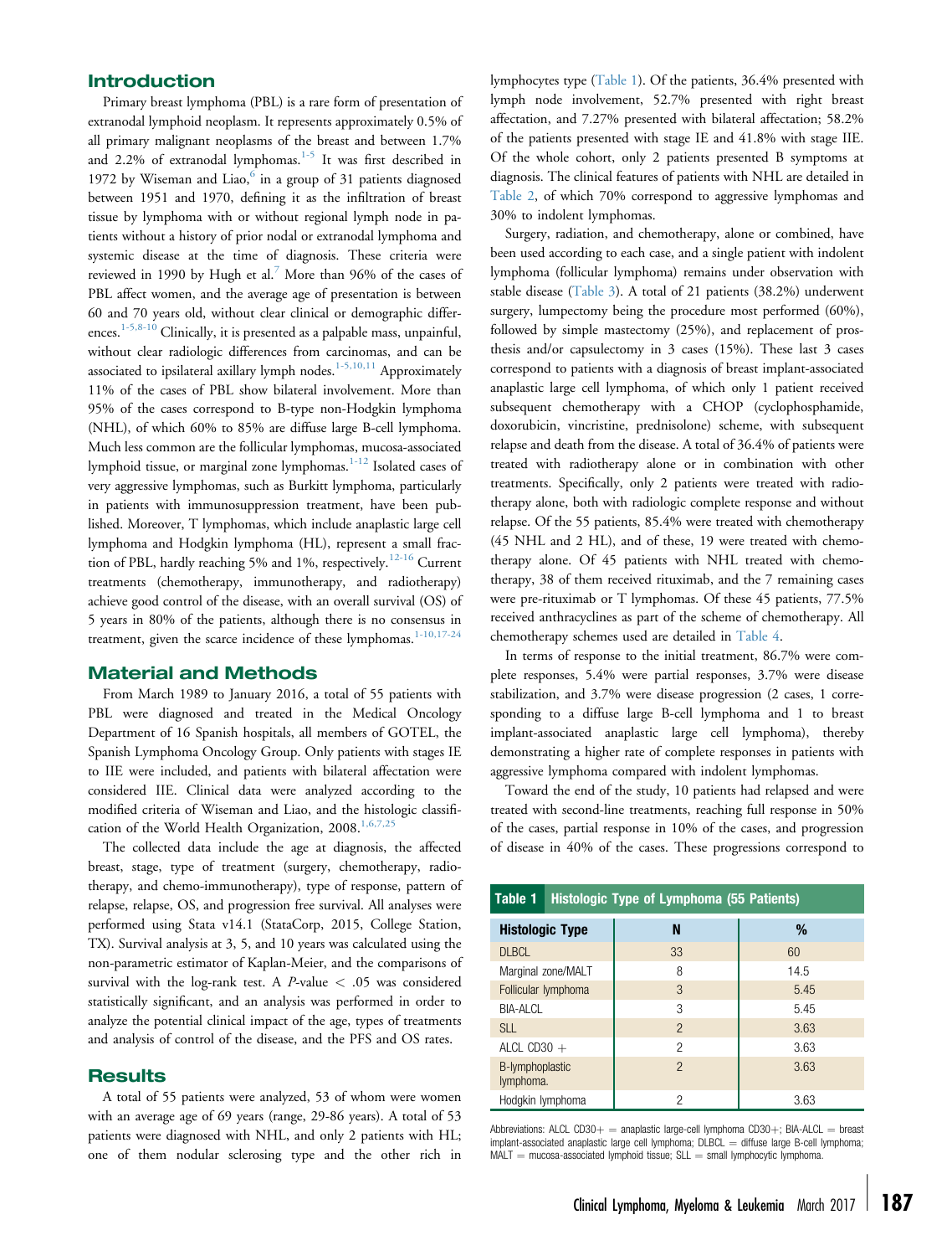## Introduction

Primary breast lymphoma (PBL) is a rare form of presentation of extranodal lymphoid neoplasm. It represents approximately 0.5% of all primary malignant neoplasms of the breast and between 1.7% and 2.2% of extranodal lymphomas.[1-5] It was first described in 1972 by Wiseman and Liao,[6] in a group of 31 patients diagnosed between 1951 and 1970, defining it as the infiltration of breast tissue by lymphoma with or without regional lymph node in patients without a history of prior nodal or extranodal lymphoma and systemic disease at the time of diagnosis. These criteria were reviewed in 1990 by Hugh et al.[7] More than 96% of the cases of PBL affect women, and the average age of presentation is between 60 and 70 years old, without clear clinical or demographic differences.[1-5,8-10] Clinically, it is presented as a palpable mass, unpainful, without clear radiologic differences from carcinomas, and can be associated to ipsilateral axillary lymph nodes.[1-5,10,11] Approximately 11% of the cases of PBL show bilateral involvement. More than 95% of the cases correspond to B-type non-Hodgkin lymphoma (NHL), of which 60% to 85% are diffuse large B-cell lymphoma. Much less common are the follicular lymphomas, mucosa-associated lymphoid tissue, or marginal zone lymphomas.[1-12] Isolated cases of very aggressive lymphomas, such as Burkitt lymphoma, particularly in patients with immunosuppression treatment, have been published. Moreover, T lymphomas, which include anaplastic large cell lymphoma and Hodgkin lymphoma (HL), represent a small fraction of PBL, hardly reaching 5% and 1%, respectively.[12-16] Current treatments (chemotherapy, immunotherapy, and radiotherapy) achieve good control of the disease, with an overall survival (OS) of 5 years in 80% of the patients, although there is no consensus in treatment, given the scarce incidence of these lymphomas.[1-10,17-24]

## Material and Methods

From March 1989 to January 2016, a total of 55 patients with PBL were diagnosed and treated in the Medical Oncology Department of 16 Spanish hospitals, all members of GOTEL, the Spanish Lymphoma Oncology Group. Only patients with stages IE to IIE were included, and patients with bilateral affectation were considered IIE. Clinical data were analyzed according to the modified criteria of Wiseman and Liao, and the histologic classification of the World Health Organization, 2008.[1,6,7,25]

The collected data include the age at diagnosis, the affected breast, stage, type of treatment (surgery, chemotherapy, radiotherapy, and chemo-immunotherapy), type of response, pattern of relapse, relapse, OS, and progression free survival. All analyses were performed using Stata v14.1 (StataCorp, 2015, College Station, TX). Survival analysis at 3, 5, and 10 years was calculated using the non-parametric estimator of Kaplan-Meier, and the comparisons of survival with the log-rank test. A $P$-value $< .05$ was considered statistically significant, and an analysis was performed in order to analyze the potential clinical impact of the age, types of treatments and analysis of control of the disease, and the PFS and OS rates.

## Results

A total of 55 patients were analyzed, 53 of whom were women with an average age of 69 years (range, 29-86 years). A total of 53 patients were diagnosed with NHL, and only 2 patients with HL; one of them nodular sclerosing type and the other rich in lymphocytes type (Table 1). Of the patients, 36.4% presented with lymph node involvement, 52.7% presented with right breast affectation, and 7.27% presented with bilateral affectation; 58.2% of the patients presented with stage IE and 41.8% with stage IIE. Of the whole cohort, only 2 patients presented B symptoms at diagnosis. The clinical features of patients with NHL are detailed in Table 2, of which 70% correspond to aggressive lymphomas and 30% to indolent lymphomas.

Surgery, radiation, and chemotherapy, alone or combined, have been used according to each case, and a single patient with indolent lymphoma (follicular lymphoma) remains under observation with stable disease (Table 3). A total of 21 patients (38.2%) underwent surgery, lumpectomy being the procedure most performed (60%), followed by simple mastectomy (25%), and replacement of prosthesis and/or capsulectomy in 3 cases (15%). These last 3 cases correspond to patients with a diagnosis of breast implant-associated anaplastic large cell lymphoma, of which only 1 patient received subsequent chemotherapy with a CHOP (cyclophosphamide, doxorubicin, vincristine, prednisolone) scheme, with subsequent relapse and death from the disease. A total of 36.4% of patients were treated with radiotherapy alone or in combination with other treatments. Specifically, only 2 patients were treated with radiotherapy alone, both with radiologic complete response and without relapse. Of the 55 patients, 85.4% were treated with chemotherapy (45 NHL and 2 HL), and of these, 19 were treated with chemotherapy alone. Of 45 patients with NHL treated with chemotherapy, 38 of them received rituximab, and the 7 remaining cases were pre-rituximab or T lymphomas. Of these 45 patients, 77.5% received anthracyclines as part of the scheme of chemotherapy. All chemotherapy schemes used are detailed in Table 4.

In terms of response to the initial treatment, 86.7% were complete responses, 5.4% were partial responses, 3.7% were disease stabilization, and 3.7% were disease progression (2 cases, 1 corresponding to a diffuse large B-cell lymphoma and 1 to breast implant-associated anaplastic large cell lymphoma), thereby demonstrating a higher rate of complete responses in patients with aggressive lymphoma compared with indolent lymphomas.

Toward the end of the study, 10 patients had relapsed and were treated with second-line treatments, reaching full response in 50% of the cases, partial response in 10% of the cases, and progression of disease in 40% of the cases. These progressions correspond to

**Table 1 Histologic Type of Lymphoma (55 Patients)**

| Histologic Type | N | % |
|---|---|---|
| DLBCL | 33 | 60 |
| Marginal zone/MALT | 8 | 14.5 |
| Follicular lymphoma | 3 | 5.45 |
| BIA-ALCL | 3 | 5.45 |
| SLL | 2 | 3.63 |
| ALCL CD30 + | 2 | 3.63 |
| B-lymphoplastic lymphoma. | 2 | 3.63 |
| Hodgkin lymphoma | 2 | 3.63 |

Abbreviations: ALCL CD30+ = anaplastic large-cell lymphoma CD30+; BIA-ALCL = breast implant-associated anaplastic large cell lymphoma; DLBCL = diffuse large B-cell lymphoma; MALT = mucosa-associated lymphoid tissue; SLL = small lymphocytic lymphoma.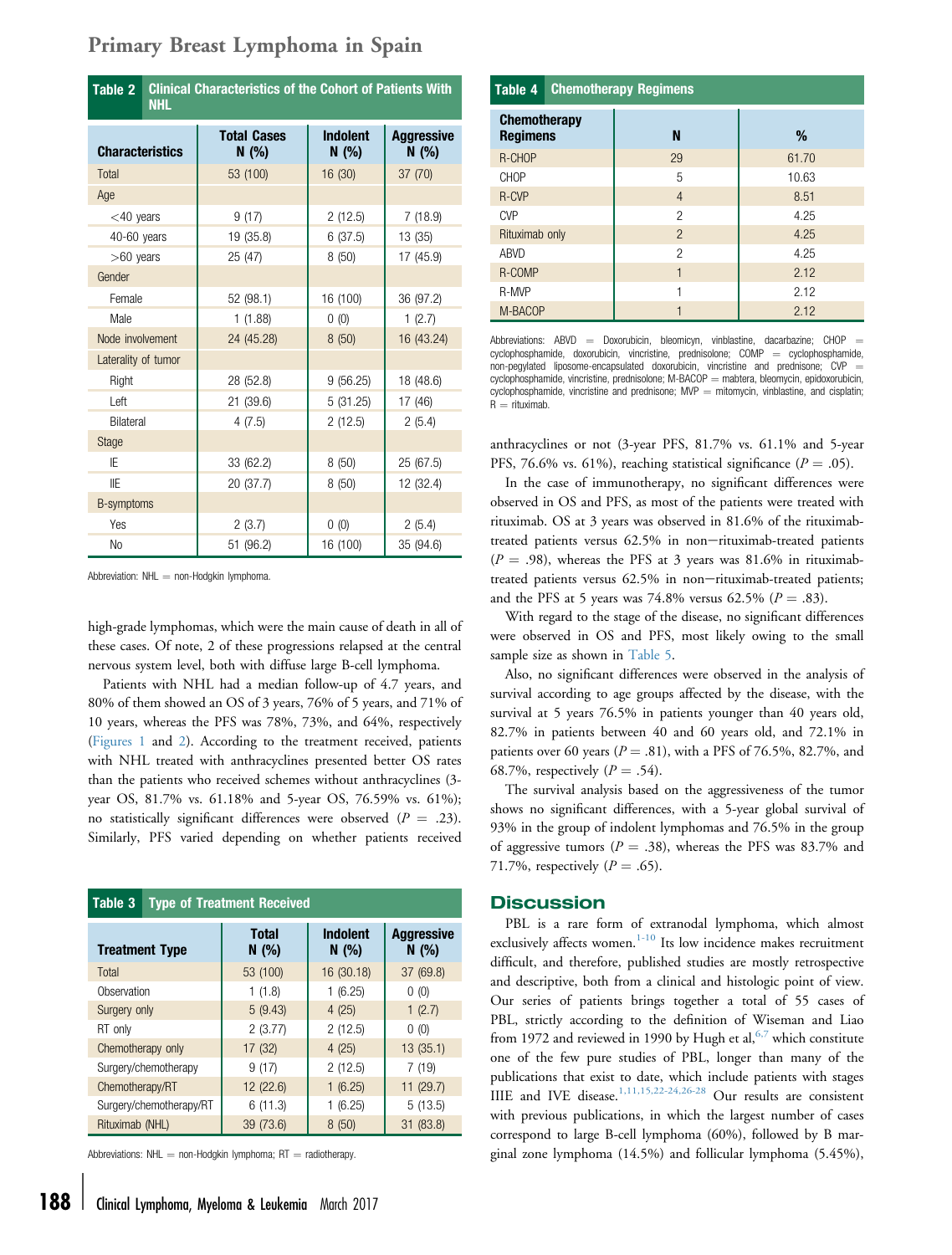**Table 2 Clinical Characteristics of the Cohort of Patients With NHL**

| Characteristics | Total Cases N (%) | Indolent N (%) | Aggressive N (%) |
|---|---|---|---|
| Total | 53 (100) | 16 (30) | 37 (70) |
| Age | | | |
| <40 years | 9 (17) | 2 (12.5) | 7 (18.9) |
| 40-60 years | 19 (35.8) | 6 (37.5) | 13 (35) |
| >60 years | 25 (47) | 8 (50) | 17 (45.9) |
| Gender | | | |
| Female | 52 (98.1) | 16 (100) | 36 (97.2) |
| Male | 1 (1.88) | 0 (0) | 1 (2.7) |
| Node involvement | 24 (45.28) | 8 (50) | 16 (43.24) |
| Laterality of tumor | | | |
| Right | 28 (52.8) | 9 (56.25) | 18 (48.6) |
| Left | 21 (39.6) | 5 (31.25) | 17 (46) |
| Bilateral | 4 (7.5) | 2 (12.5) | 2 (5.4) |
| Stage | | | |
| IE | 33 (62.2) | 8 (50) | 25 (67.5) |
| IIE | 20 (37.7) | 8 (50) | 12 (32.4) |
| B-symptoms | | | |
| Yes | 2 (3.7) | 0 (0) | 2 (5.4) |
| No | 51 (96.2) | 16 (100) | 35 (94.6) |

Abbreviation: NHL = non-Hodgkin lymphoma.

high-grade lymphomas, which were the main cause of death in all of these cases. Of note, 2 of these progressions relapsed at the central nervous system level, both with diffuse large B-cell lymphoma.

Patients with NHL had a median follow-up of 4.7 years, and 80% of them showed an OS of 3 years, 76% of 5 years, and 71% of 10 years, whereas the PFS was 78%, 73%, and 64%, respectively (Figures 1 and 2). According to the treatment received, patients with NHL treated with anthracyclines presented better OS rates than the patients who received schemes without anthracyclines (3-year OS, 81.7% vs. 61.18% and 5-year OS, 76.59% vs. 61%); no statistically significant differences were observed ($P$ = .23). Similarly, PFS varied depending on whether patients received anthracyclines or not (3-year PFS, 81.7% vs. 61.1% and 5-year PFS, 76.6% vs. 61%), reaching statistical significance ($P$ = .05).

**Table 3 Type of Treatment Received**

| Treatment Type | Total N (%) | Indolent N (%) | Aggressive N (%) |
|---|---|---|---|
| Total | 53 (100) | 16 (30.18) | 37 (69.8) |
| Observation | 1 (1.8) | 1 (6.25) | 0 (0) |
| Surgery only | 5 (9.43) | 4 (25) | 1 (2.7) |
| RT only | 2 (3.77) | 2 (12.5) | 0 (0) |
| Chemotherapy only | 17 (32) | 4 (25) | 13 (35.1) |
| Surgery/chemotherapy | 9 (17) | 2 (12.5) | 7 (19) |
| Chemotherapy/RT | 12 (22.6) | 1 (6.25) | 11 (29.7) |
| Surgery/chemotherapy/RT | 6 (11.3) | 1 (6.25) | 5 (13.5) |
| Rituximab (NHL) | 39 (73.6) | 8 (50) | 31 (83.8) |

Abbreviations: NHL = non-Hodgkin lymphoma; RT = radiotherapy.

**Table 4 Chemotherapy Regimens**

| Chemotherapy Regimens | N | % |
|---|---|---|
| R-CHOP | 29 | 61.70 |
| CHOP | 5 | 10.63 |
| R-CVP | 4 | 8.51 |
| CVP | 2 | 4.25 |
| Rituximab only | 2 | 4.25 |
| ABVD | 2 | 4.25 |
| R-COMP | 1 | 2.12 |
| R-MVP | 1 | 2.12 |
| M-BACOP | 1 | 2.12 |

Abbreviations: ABVD = Doxorubicin, bleomicyn, vinblastine, dacarbazine; CHOP = cyclophosphamide, doxorubicin, vincristine, prednisolone; COMP = cyclophosphamide, non-pegylated liposome-encapsulated doxorubicin, vincristine and prednisone; CVP = cyclophosphamide, vincristine, prednisolone; M-BACOP = mabtera, bleomycin, epidoxorubicin, cyclophosphamide, vincristine and prednisone; MVP = mitomycin, vinblastine, and cisplatin; R = rituximab.

In the case of immunotherapy, no significant differences were observed in OS and PFS, as most of the patients were treated with rituximab. OS at 3 years was observed in 81.6% of the rituximab-treated patients versus 62.5% in non−rituximab-treated patients ($P$ = .98), whereas the PFS at 3 years was 81.6% in rituximab-treated patients versus 62.5% in non−rituximab-treated patients; and the PFS at 5 years was 74.8% versus 62.5% ($P$ = .83).

With regard to the stage of the disease, no significant differences were observed in OS and PFS, most likely owing to the small sample size as shown in Table 5.

Also, no significant differences were observed in the analysis of survival according to age groups affected by the disease, with the survival at 5 years 76.5% in patients younger than 40 years old, 82.7% in patients between 40 and 60 years old, and 72.1% in patients over 60 years ($P$ = .81), with a PFS of 76.5%, 82.7%, and 68.7%, respectively ($P$ = .54).

The survival analysis based on the aggressiveness of the tumor shows no significant differences, with a 5-year global survival of 93% in the group of indolent lymphomas and 76.5% in the group of aggressive tumors ($P$ = .38), whereas the PFS was 83.7% and 71.7%, respectively ($P$ = .65).

## Discussion

PBL is a rare form of extranodal lymphoma, which almost exclusively affects women.[1-10] Its low incidence makes recruitment difficult, and therefore, published studies are mostly retrospective and descriptive, both from a clinical and histologic point of view. Our series of patients brings together a total of 55 cases of PBL, strictly according to the definition of Wiseman and Liao from 1972 and reviewed in 1990 by Hugh et al,[6,7] which constitute one of the few pure studies of PBL, longer than many of the publications that exist to date, which include patients with stages IIIE and IVE disease.[1,11,15,22-24,26-28] Our results are consistent with previous publications, in which the largest number of cases correspond to large B-cell lymphoma (60%), followed by B marginal zone lymphoma (14.5%) and follicular lymphoma (5.45%),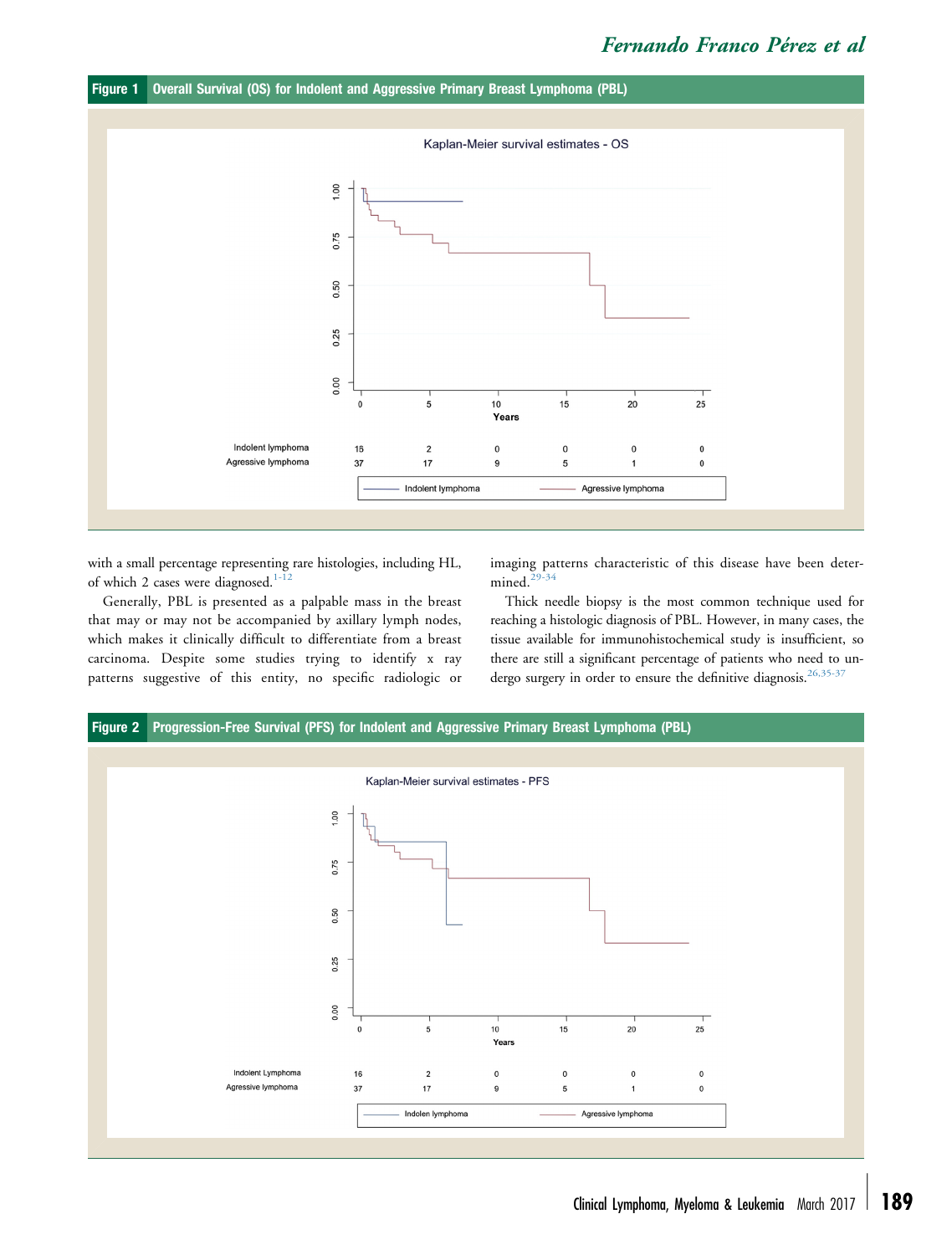**Figure 1** Overall Survival (OS) for Indolent and Aggressive Primary Breast Lymphoma (PBL)

**Figure 2** Progression-Free Survival (PFS) for Indolent and Aggressive Primary Breast Lymphoma (PBL)

with a small percentage representing rare histologies, including HL, of which 2 cases were diagnosed.[1-12]

Generally, PBL is presented as a palpable mass in the breast that may or may not be accompanied by axillary lymph nodes, which makes it clinically difficult to differentiate from a breast carcinoma. Despite some studies trying to identify x ray patterns suggestive of this entity, no specific radiologic or imaging patterns characteristic of this disease have been determined.[29-34]

Thick needle biopsy is the most common technique used for reaching a histologic diagnosis of PBL. However, in many cases, the tissue available for immunohistochemical study is insufficient, so there are still a significant percentage of patients who need to undergo surgery in order to ensure the definitive diagnosis.[26,35-37]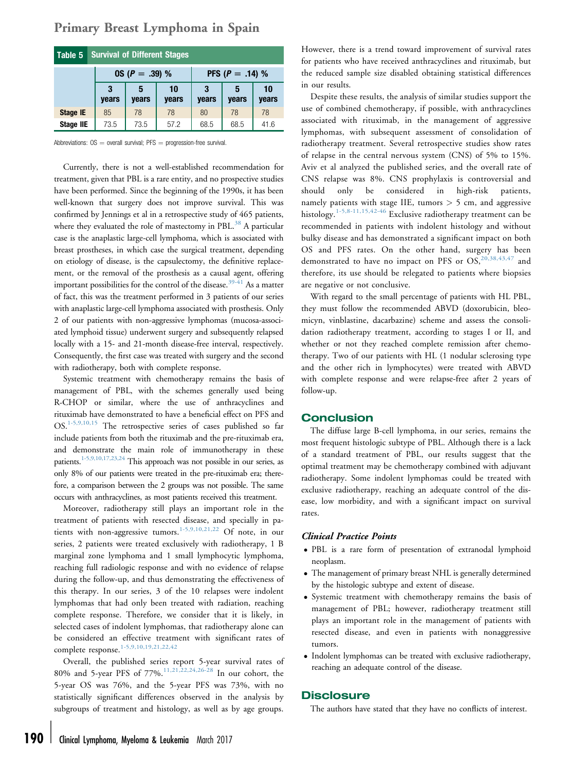**Table 5 Survival of Different Stages**

| | OS ($P = .39$) % | | | PFS ($P = .14$) % | | |
|---|---|---|---|---|---|---|
| | 3 years | 5 years | 10 years | 3 years | 5 years | 10 years |
| **Stage IE** | 85 | 78 | 78 | 80 | 78 | 78 |
| **Stage IIE** | 73.5 | 73.5 | 57.2 | 68.5 | 68.5 | 41.6 |

Abbreviations: OS = overall survival; PFS = progression-free survival.

Currently, there is not a well-established recommendation for treatment, given that PBL is a rare entity, and no prospective studies have been performed. Since the beginning of the 1990s, it has been well-known that surgery does not improve survival. This was confirmed by Jennings et al in a retrospective study of 465 patients, where they evaluated the role of mastectomy in PBL.[38] A particular case is the anaplastic large-cell lymphoma, which is associated with breast prostheses, in which case the surgical treatment, depending on etiology of disease, is the capsulectomy, the definitive replacement, or the removal of the prosthesis as a causal agent, offering important possibilities for the control of the disease.[39-41] As a matter of fact, this was the treatment performed in 3 patients of our series with anaplastic large-cell lymphoma associated with prosthesis. Only 2 of our patients with non-aggressive lymphomas (mucosa-associated lymphoid tissue) underwent surgery and subsequently relapsed locally with a 15- and 21-month disease-free interval, respectively. Consequently, the first case was treated with surgery and the second with radiotherapy, both with complete response.

Systemic treatment with chemotherapy remains the basis of management of PBL, with the schemes generally used being R-CHOP or similar, where the use of anthracyclines and rituximab have demonstrated to have a beneficial effect on PFS and OS.[1-5,9,10,15] The retrospective series of cases published so far include patients from both the rituximab and the pre-rituximab era, and demonstrate the main role of immunotherapy in these patients.[1-5,9,10,17,23,24] This approach was not possible in our series, as only 8% of our patients were treated in the pre-rituximab era; therefore, a comparison between the 2 groups was not possible. The same occurs with anthracyclines, as most patients received this treatment.

Moreover, radiotherapy still plays an important role in the treatment of patients with resected disease, and specially in patients with non-aggressive tumors.[1-5,9,10,21,22] Of note, in our series, 2 patients were treated exclusively with radiotherapy, 1 B marginal zone lymphoma and 1 small lymphocytic lymphoma, reaching full radiologic response and with no evidence of relapse during the follow-up, and thus demonstrating the effectiveness of this therapy. In our series, 3 of the 10 relapses were indolent lymphomas that had only been treated with radiation, reaching complete response. Therefore, we consider that it is likely, in selected cases of indolent lymphomas, that radiotherapy alone can be considered an effective treatment with significant rates of complete response.[1-5,9,10,19,21,22,42]

Overall, the published series report 5-year survival rates of 80% and 5-year PFS of 77%.[11,21,22,24,26-28] In our cohort, the 5-year OS was 76%, and the 5-year PFS was 73%, with no statistically significant differences observed in the analysis by subgroups of treatment and histology, as well as by age groups. However, there is a trend toward improvement of survival rates for patients who have received anthracyclines and rituximab, but the reduced sample size disabled obtaining statistical differences in our results.

Despite these results, the analysis of similar studies support the use of combined chemotherapy, if possible, with anthracyclines associated with rituximab, in the management of aggressive lymphomas, with subsequent assessment of consolidation of radiotherapy treatment. Several retrospective studies show rates of relapse in the central nervous system (CNS) of 5% to 15%. Aviv et al analyzed the published series, and the overall rate of CNS relapse was 8%. CNS prophylaxis is controversial and should only be considered in high-risk patients, namely patients with stage IIE, tumors > 5 cm, and aggressive histology.[1-5,8-11,15,42-46] Exclusive radiotherapy treatment can be recommended in patients with indolent histology and without bulky disease and has demonstrated a significant impact on both OS and PFS rates. On the other hand, surgery has been demonstrated to have no impact on PFS or OS,[20,38,43,47] and therefore, its use should be relegated to patients where biopsies are negative or not conclusive.

With regard to the small percentage of patients with HL PBL, they must follow the recommended ABVD (doxorubicin, bleomicyn, vinblastine, dacarbazine) scheme and assess the consolidation radiotherapy treatment, according to stages I or II, and whether or not they reached complete remission after chemotherapy. Two of our patients with HL (1 nodular sclerosing type and the other rich in lymphocytes) were treated with ABVD with complete response and were relapse-free after 2 years of follow-up.

## Conclusion

The diffuse large B-cell lymphoma, in our series, remains the most frequent histologic subtype of PBL. Although there is a lack of a standard treatment of PBL, our results suggest that the optimal treatment may be chemotherapy combined with adjuvant radiotherapy. Some indolent lymphomas could be treated with exclusive radiotherapy, reaching an adequate control of the disease, low morbidity, and with a significant impact on survival rates.

### *Clinical Practice Points*

- PBL is a rare form of presentation of extranodal lymphoid neoplasm.
- The management of primary breast NHL is generally determined by the histologic subtype and extent of disease.
- Systemic treatment with chemotherapy remains the basis of management of PBL; however, radiotherapy treatment still plays an important role in the management of patients with resected disease, and even in patients with nonaggressive tumors.
- Indolent lymphomas can be treated with exclusive radiotherapy, reaching an adequate control of the disease.

## Disclosure

The authors have stated that they have no conflicts of interest.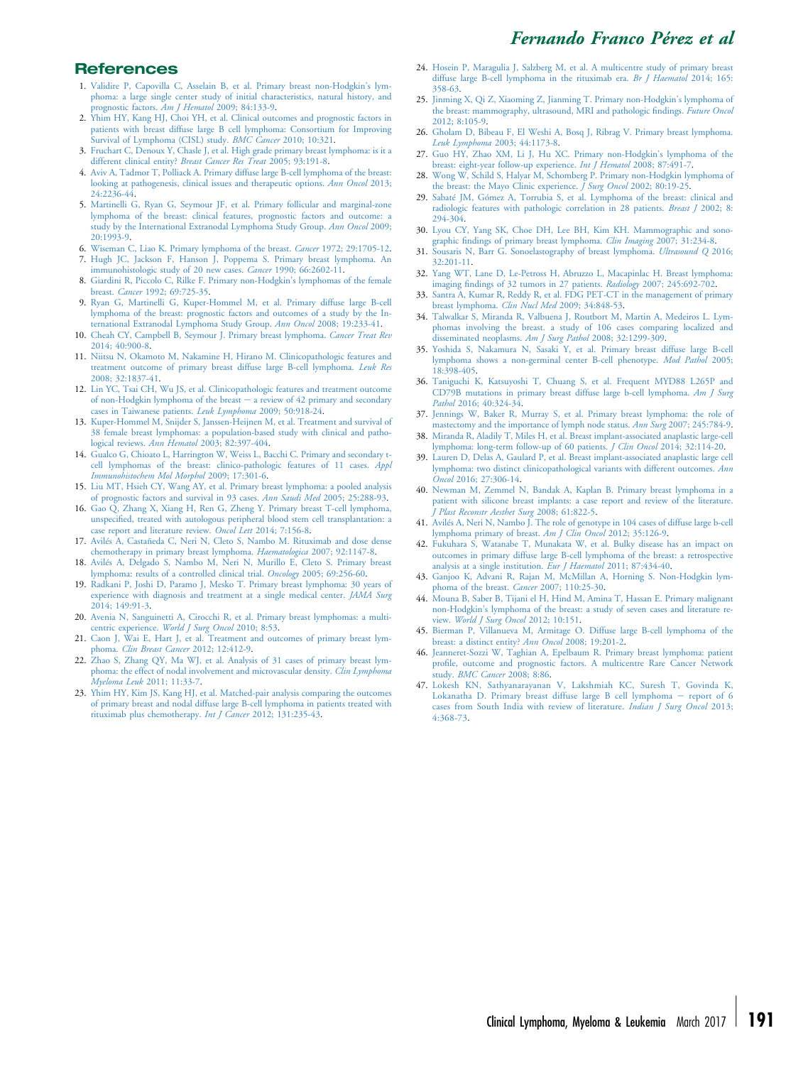## References

1. Validire P, Capovilla C, Asselain B, et al. Primary breast non-Hodgkin's lymphoma: a large single center study of initial characteristics, natural history, and prognostic factors. *Am J Hematol* 2009; 84:133-9.
2. Yhim HY, Kang HJ, Choi YH, et al. Clinical outcomes and prognostic factors in patients with breast diffuse large B cell lymphoma: Consortium for Improving Survival of Lymphoma (CISL) study. *BMC Cancer* 2010; 10:321.
3. Fruchart C, Denoux Y, Chasle J, et al. High grade primary breast lymphoma: is it a different clinical entity? *Breast Cancer Res Treat* 2005; 93:191-8.
4. Aviv A, Tadmor T, Polliack A. Primary diffuse large B-cell lymphoma of the breast: looking at pathogenesis, clinical issues and therapeutic options. *Ann Oncol* 2013; 24:2236-44.
5. Martinelli G, Ryan G, Seymour JF, et al. Primary follicular and marginal-zone lymphoma of the breast: clinical features, prognostic factors and outcome: a study by the International Extranodal Lymphoma Study Group. *Ann Oncol* 2009; 20:1993-9.
6. Wiseman C, Liao K. Primary lymphoma of the breast. *Cancer* 1972; 29:1705-12.
7. Hugh JC, Jackson F, Hanson J, Poppema S. Primary breast lymphoma. An immunohistologic study of 20 new cases. *Cancer* 1990; 66:2602-11.
8. Giardini R, Piccolo C, Rilke F. Primary non-Hodgkin's lymphomas of the female breast. *Cancer* 1992; 69:725-35.
9. Ryan G, Martinelli G, Kuper-Hommel M, et al. Primary diffuse large B-cell lymphoma of the breast: prognostic factors and outcomes of a study by the International Extranodal Lymphoma Study Group. *Ann Oncol* 2008; 19:233-41.
10. Cheah CY, Campbell B, Seymour J. Primary breast lymphoma. *Cancer Treat Rev* 2014; 40:900-8.
11. Niitsu N, Okamoto M, Nakamine H, Hirano M. Clinicopathologic features and treatment outcome of primary breast diffuse large B-cell lymphoma. *Leuk Res* 2008; 32:1837-41.
12. Lin YC, Tsai CH, Wu JS, et al. Clinicopathologic features and treatment outcome of non-Hodgkin lymphoma of the breast — a review of 42 primary and secondary cases in Taiwanese patients. *Leuk Lymphoma* 2009; 50:918-24.
13. Kuper-Hommel M, Snijder S, Janssen-Heijnen M, et al. Treatment and survival of 38 female breast lymphomas: a population-based study with clinical and pathological reviews. *Ann Hematol* 2003; 82:397-404.
14. Gualco G, Chioato L, Harrington W, Weiss L, Bacchi C. Primary and secondary t-cell lymphomas of the breast: clinico-pathologic features of 11 cases. *Appl Immunohistochem Mol Morphol* 2009; 17:301-6.
15. Liu MT, Hsieh CY, Wang AY, et al. Primary breast lymphoma: a pooled analysis of prognostic factors and survival in 93 cases. *Ann Saudi Med* 2005; 25:288-93.
16. Gao Q, Zhang X, Xiang H, Ren G, Zheng Y. Primary breast T-cell lymphoma, unspecified, treated with autologous peripheral blood stem cell transplantation: a case report and literature review. *Oncol Lett* 2014; 7:156-8.
17. Avilés A, Castañeda C, Neri N, Cleto S, Nambo M. Rituximab and dose dense chemotherapy in primary breast lymphoma. *Haematologica* 2007; 92:1147-8.
18. Avilés A, Delgado S, Nambo M, Neri N, Murillo E, Cleto S. Primary breast lymphoma: results of a controlled clinical trial. *Oncology* 2005; 69:256-60.
19. Radkani P, Joshi D, Paramo J, Mesko T. Primary breast lymphoma: 30 years of experience with diagnosis and treatment at a single medical center. *JAMA Surg* 2014; 149:91-3.
20. Avenia N, Sanguinetti A, Cirocchi R, et al. Primary breast lymphomas: a multicentric experience. *World J Surg Oncol* 2010; 8:53.
21. Caon J, Wai E, Hart J, et al. Treatment and outcomes of primary breast lymphoma. *Clin Breast Cancer* 2012; 12:412-9.
22. Zhao S, Zhang QY, Ma WJ, et al. Analysis of 31 cases of primary breast lymphoma: the effect of nodal involvement and microvascular density. *Clin Lymphoma Myeloma Leuk* 2011; 11:33-7.
23. Yhim HY, Kim JS, Kang HJ, et al. Matched-pair analysis comparing the outcomes of primary breast and nodal diffuse large B-cell lymphoma in patients treated with rituximab plus chemotherapy. *Int J Cancer* 2012; 131:235-43.
24. Hosein P, Maragulia J, Salzberg M, et al. A multicentre study of primary breast diffuse large B-cell lymphoma in the rituximab era. *Br J Haematol* 2014; 165:358-63.
25. Jinming X, Qi Z, Xiaoming Z, Jianming T. Primary non-Hodgkin's lymphoma of the breast: mammography, ultrasound, MRI and pathologic findings. *Future Oncol* 2012; 8:105-9.
26. Gholam D, Bibeau F, El Weshi A, Bosq J, Ribrag V. Primary breast lymphoma. *Leuk Lymphoma* 2003; 44:1173-8.
27. Guo HY, Zhao XM, Li J, Hu XC. Primary non-Hodgkin's lymphoma of the breast: eight-year follow-up experience. *Int J Hematol* 2008; 87:491-7.
28. Wong W, Schild S, Halyar M, Schomberg P. Primary non-Hodgkin lymphoma of the breast: the Mayo Clinic experience. *J Surg Oncol* 2002; 80:19-25.
29. Sabaté JM, Gómez A, Torrubia S, et al. Lymphoma of the breast: clinical and radiologic features with pathologic correlation in 28 patients. *Breast J* 2002; 8:294-304.
30. Lyou CY, Yang SK, Choe DH, Lee BH, Kim KH. Mammographic and sonographic findings of primary breast lymphoma. *Clin Imaging* 2007; 31:234-8.
31. Sousaris N, Barr G. Sonoelastography of breast lymphoma. *Ultrasound Q* 2016; 32:201-11.
32. Yang WT, Lane D, Le-Petross H, Abruzzo L, Macapinlac H. Breast lymphoma: imaging findings of 32 tumors in 27 patients. *Radiology* 2007; 245:692-702.
33. Santra A, Kumar R, Reddy R, et al. FDG PET-CT in the management of primary breast lymphoma. *Clin Nucl Med* 2009; 34:848-53.
34. Talwalkar S, Miranda R, Valbuena J, Routbort M, Martin A, Medeiros L. Lymphomas involving the breast. a study of 106 cases comparing localized and disseminated neoplasms. *Am J Surg Pathol* 2008; 32:1299-309.
35. Yoshida S, Nakamura N, Sasaki Y, et al. Primary breast diffuse large B-cell lymphoma shows a non-germinal center B-cell phenotype. *Mod Pathol* 2005; 18:398-405.
36. Taniguchi K, Katsuyoshi T, Chuang S, et al. Frequent MYD88 L265P and CD79B mutations in primary breast diffuse large b-cell lymphoma. *Am J Surg Pathol* 2016; 40:324-34.
37. Jennings W, Baker R, Murray S, et al. Primary breast lymphoma: the role of mastectomy and the importance of lymph node status. *Ann Surg* 2007; 245:784-9.
38. Miranda R, Aladily T, Miles H, et al. Breast implant-associated anaplastic large-cell lymphoma: long-term follow-up of 60 patients. *J Clin Oncol* 2014; 32:114-20.
39. Lauren D, Delas A, Gaulard P, et al. Breast implant-associated anaplastic large cell lymphoma: two distinct clinicopathological variants with different outcomes. *Ann Oncol* 2016; 27:306-14.
40. Newman M, Zemmel N, Bandak A, Kaplan B. Primary breast lymphoma in a patient with silicone breast implants: a case report and review of the literature. *J Plast Reconstr Aesthet Surg* 2008; 61:822-5.
41. Avilés A, Neri N, Nambo J. The role of genotype in 104 cases of diffuse large b-cell lymphoma primary of breast. *Am J Clin Oncol* 2012; 35:126-9.
42. Fukuhara S, Watanabe T, Munakata W, et al. Bulky disease has an impact on outcomes in primary diffuse large B-cell lymphoma of the breast: a retrospective analysis at a single institution. *Eur J Haematol* 2011; 87:434-40.
43. Ganjoo K, Advani R, Rajan M, McMillan A, Horning S. Non-Hodgkin lymphoma of the breast. *Cancer* 2007; 110:25-30.
44. Mouna B, Saber B, Tijani el H, Hind M, Amina T, Hassan E. Primary malignant non-Hodgkin's lymphoma of the breast: a study of seven cases and literature review. *World J Surg Oncol* 2012; 10:151.
45. Bierman P, Villanueva M, Armitage O. Diffuse large B-cell lymphoma of the breast: a distinct entity? *Ann Oncol* 2008; 19:201-2.
46. Jeanneret-Sozzi W, Taghian A, Epelbaum R. Primary breast lymphoma: patient profile, outcome and prognostic factors. A multicentre Rare Cancer Network study. *BMC Cancer* 2008; 8:86.
47. Lokesh KN, Sathyanarayanan V, Lakshmiah KC, Suresh T, Govinda K, Lokanatha D. Primary breast diffuse large B cell lymphoma — report of 6 cases from South India with review of literature. *Indian J Surg Oncol* 2013; 4:368-73.